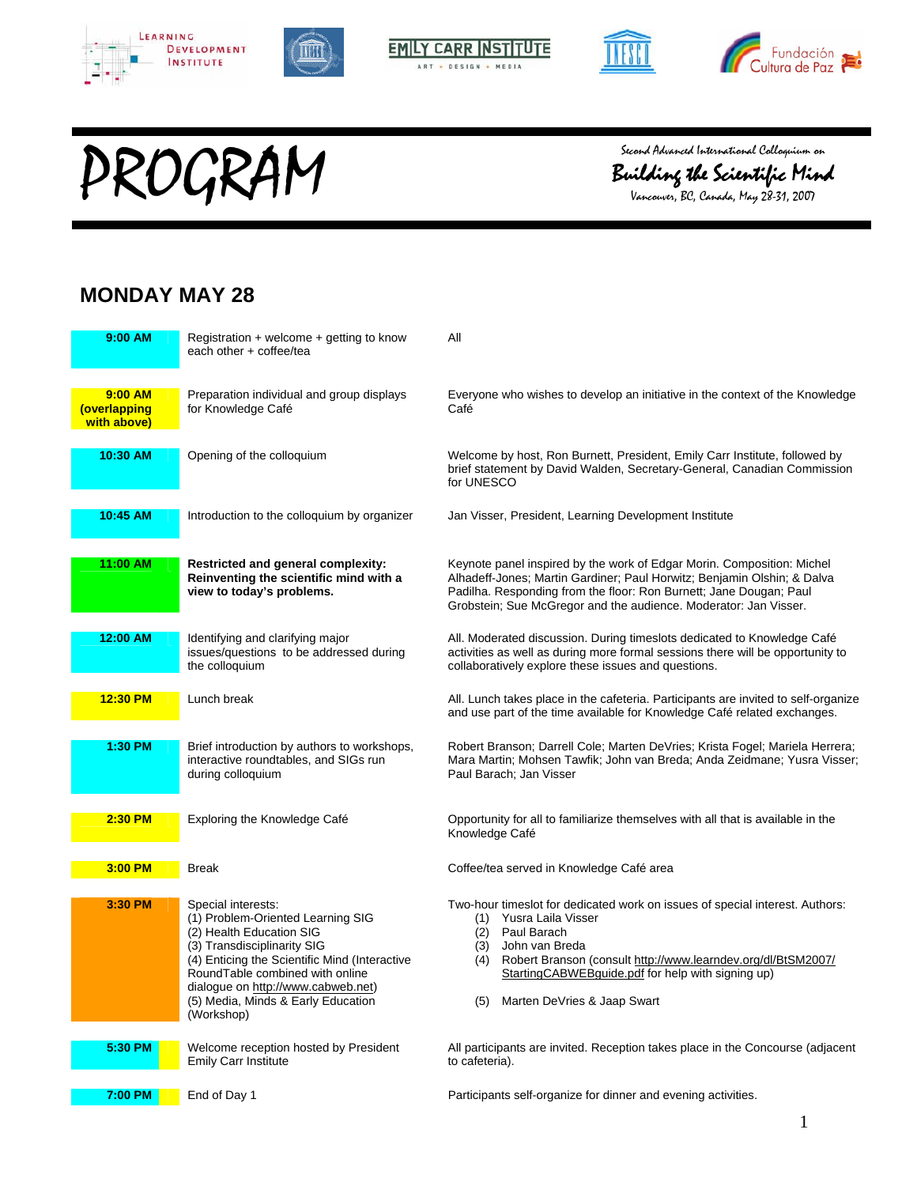# PROGRAM

Second Advanced International Colloquium on
**Building the Scientific Mind**
Vancouver, BC, Canada, May 28-31, 2007

## MONDAY MAY 28

| Time | Activity | Details |
|---|---|---|
| **9:00 AM** | Registration + welcome + getting to know each other + coffee/tea | All |
| **9:00 AM (overlapping with above)** | Preparation individual and group displays for Knowledge Café | Everyone who wishes to develop an initiative in the context of the Knowledge Café |
| **10:30 AM** | Opening of the colloquium | Welcome by host, Ron Burnett, President, Emily Carr Institute, followed by brief statement by David Walden, Secretary-General, Canadian Commission for UNESCO |
| **10:45 AM** | Introduction to the colloquium by organizer | Jan Visser, President, Learning Development Institute |
| **11:00 AM** | **Restricted and general complexity: Reinventing the scientific mind with a view to today's problems.** | Keynote panel inspired by the work of Edgar Morin. Composition: Michel Alhadeff-Jones; Martin Gardiner; Paul Horwitz; Benjamin Olshin; & Dalva Padilha. Responding from the floor: Ron Burnett; Jane Dougan; Paul Grobstein; Sue McGregor and the audience. Moderator: Jan Visser. |
| **12:00 AM** | Identifying and clarifying major issues/questions to be addressed during the colloquium | All. Moderated discussion. During timeslots dedicated to Knowledge Café activities as well as during more formal sessions there will be opportunity to collaboratively explore these issues and questions. |
| **12:30 PM** | Lunch break | All. Lunch takes place in the cafeteria. Participants are invited to self-organize and use part of the time available for Knowledge Café related exchanges. |
| **1:30 PM** | Brief introduction by authors to workshops, interactive roundtables, and SIGs run during colloquium | Robert Branson; Darrell Cole; Marten DeVries; Krista Fogel; Mariela Herrera; Mara Martin; Mohsen Tawfik; John van Breda; Anda Zeidmane; Yusra Visser; Paul Barach; Jan Visser |
| **2:30 PM** | Exploring the Knowledge Café | Opportunity for all to familiarize themselves with all that is available in the Knowledge Café |
| **3:00 PM** | Break | Coffee/tea served in Knowledge Café area |
| **3:30 PM** | Special interests:<br>(1) Problem-Oriented Learning SIG<br>(2) Health Education SIG<br>(3) Transdisciplinarity SIG<br>(4) Enticing the Scientific Mind (Interactive RoundTable combined with online dialogue on http://www.cabweb.net)<br>(5) Media, Minds & Early Education (Workshop) | Two-hour timeslot for dedicated work on issues of special interest. Authors:<br>(1) Yusra Laila Visser<br>(2) Paul Barach<br>(3) John van Breda<br>(4) Robert Branson (consult http://www.learndev.org/dl/BtSM2007/StartingCABWEBguide.pdf for help with signing up)<br>(5) Marten DeVries & Jaap Swart |
| **5:30 PM** | Welcome reception hosted by President Emily Carr Institute | All participants are invited. Reception takes place in the Concourse (adjacent to cafeteria). |
| **7:00 PM** | End of Day 1 | Participants self-organize for dinner and evening activities. |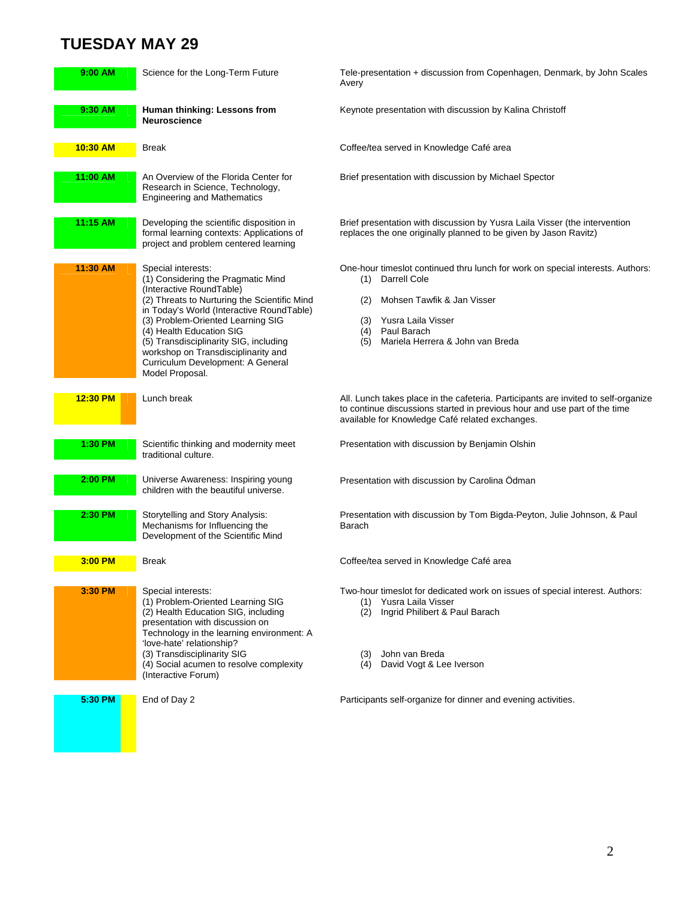# TUESDAY MAY 29

| Time | Session | Details |
|---|---|---|
| 9:00 AM | Science for the Long-Term Future | Tele-presentation + discussion from Copenhagen, Denmark, by John Scales Avery |
| 9:30 AM | **Human thinking: Lessons from Neuroscience** | Keynote presentation with discussion by Kalina Christoff |
| 10:30 AM | Break | Coffee/tea served in Knowledge Café area |
| 11:00 AM | An Overview of the Florida Center for Research in Science, Technology, Engineering and Mathematics | Brief presentation with discussion by Michael Spector |
| 11:15 AM | Developing the scientific disposition in formal learning contexts: Applications of project and problem centered learning | Brief presentation with discussion by Yusra Laila Visser (the intervention replaces the one originally planned to be given by Jason Ravitz) |
| 11:30 AM | Special interests:<br>(1) Considering the Pragmatic Mind (Interactive RoundTable)<br>(2) Threats to Nurturing the Scientific Mind in Today's World (Interactive RoundTable)<br>(3) Problem-Oriented Learning SIG<br>(4) Health Education SIG<br>(5) Transdisciplinarity SIG, including workshop on Transdisciplinarity and Curriculum Development: A General Model Proposal. | One-hour timeslot continued thru lunch for work on special interests. Authors:<br>(1) Darrell Cole<br>(2) Mohsen Tawfik & Jan Visser<br>(3) Yusra Laila Visser<br>(4) Paul Barach<br>(5) Mariela Herrera & John van Breda |
| 12:30 PM | Lunch break | All. Lunch takes place in the cafeteria. Participants are invited to self-organize to continue discussions started in previous hour and use part of the time available for Knowledge Café related exchanges. |
| 1:30 PM | Scientific thinking and modernity meet traditional culture. | Presentation with discussion by Benjamin Olshin |
| 2:00 PM | Universe Awareness: Inspiring young children with the beautiful universe. | Presentation with discussion by Carolina Ödman |
| 2:30 PM | Storytelling and Story Analysis: Mechanisms for Influencing the Development of the Scientific Mind | Presentation with discussion by Tom Bigda-Peyton, Julie Johnson, & Paul Barach |
| 3:00 PM | Break | Coffee/tea served in Knowledge Café area |
| 3:30 PM | Special interests:<br>(1) Problem-Oriented Learning SIG<br>(2) Health Education SIG, including presentation with discussion on Technology in the learning environment: A 'love-hate' relationship?<br>(3) Transdisciplinarity SIG<br>(4) Social acumen to resolve complexity (Interactive Forum) | Two-hour timeslot for dedicated work on issues of special interest. Authors:<br>(1) Yusra Laila Visser<br>(2) Ingrid Philibert & Paul Barach<br>(3) John van Breda<br>(4) David Vogt & Lee Iverson |
| 5:30 PM | End of Day 2 | Participants self-organize for dinner and evening activities. |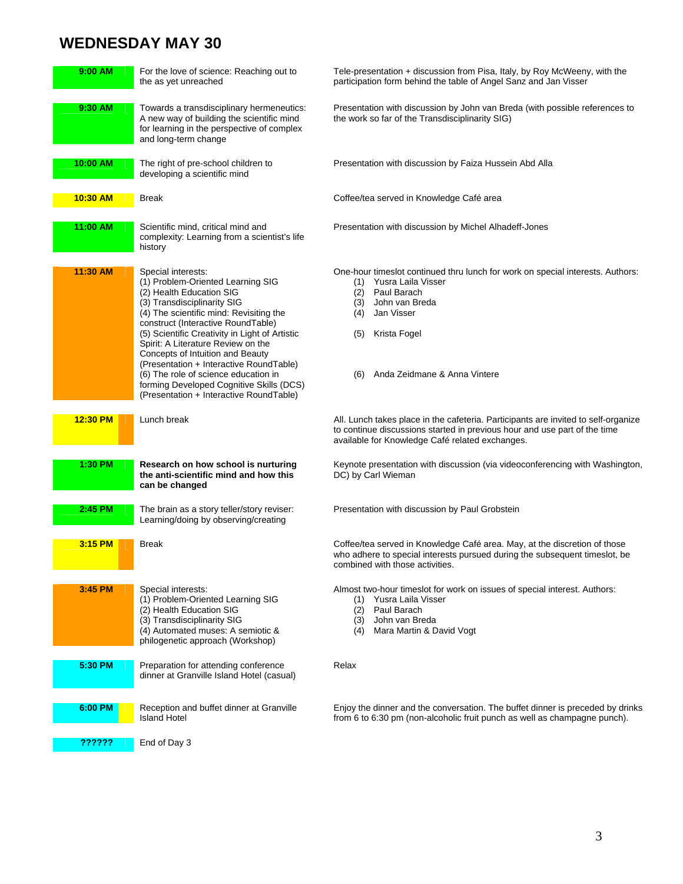# WEDNESDAY MAY 30

| Time | Session | Details |
|---|---|---|
| 9:00 AM | For the love of science: Reaching out to the as yet unreached | Tele-presentation + discussion from Pisa, Italy, by Roy McWeeny, with the participation form behind the table of Angel Sanz and Jan Visser |
| 9:30 AM | Towards a transdisciplinary hermeneutics: A new way of building the scientific mind for learning in the perspective of complex and long-term change | Presentation with discussion by John van Breda (with possible references to the work so far of the Transdisciplinarity SIG) |
| 10:00 AM | The right of pre-school children to developing a scientific mind | Presentation with discussion by Faiza Hussein Abd Alla |
| 10:30 AM | Break | Coffee/tea served in Knowledge Café area |
| 11:00 AM | Scientific mind, critical mind and complexity: Learning from a scientist's life history | Presentation with discussion by Michel Alhadeff-Jones |
| 11:30 AM | Special interests:<br>(1) Problem-Oriented Learning SIG<br>(2) Health Education SIG<br>(3) Transdisciplinarity SIG<br>(4) The scientific mind: Revisiting the construct (Interactive RoundTable)<br>(5) Scientific Creativity in Light of Artistic Spirit: A Literature Review on the Concepts of Intuition and Beauty (Presentation + Interactive RoundTable)<br>(6) The role of science education in forming Developed Cognitive Skills (DCS) (Presentation + Interactive RoundTable) | One-hour timeslot continued thru lunch for work on special interests. Authors:<br>(1) Yusra Laila Visser<br>(2) Paul Barach<br>(3) John van Breda<br>(4) Jan Visser<br>(5) Krista Fogel<br>(6) Anda Zeidmane & Anna Vintere |
| 12:30 PM | Lunch break | All. Lunch takes place in the cafeteria. Participants are invited to self-organize to continue discussions started in previous hour and use part of the time available for Knowledge Café related exchanges. |
| 1:30 PM | **Research on how school is nurturing the anti-scientific mind and how this can be changed** | Keynote presentation with discussion (via videoconferencing with Washington, DC) by Carl Wieman |
| 2:45 PM | The brain as a story teller/story reviser: Learning/doing by observing/creating | Presentation with discussion by Paul Grobstein |
| 3:15 PM | Break | Coffee/tea served in Knowledge Café area. May, at the discretion of those who adhere to special interests pursued during the subsequent timeslot, be combined with those activities. |
| 3:45 PM | Special interests:<br>(1) Problem-Oriented Learning SIG<br>(2) Health Education SIG<br>(3) Transdisciplinarity SIG<br>(4) Automated muses: A semiotic & philogenetic approach (Workshop) | Almost two-hour timeslot for work on issues of special interest. Authors:<br>(1) Yusra Laila Visser<br>(2) Paul Barach<br>(3) John van Breda<br>(4) Mara Martin & David Vogt |
| 5:30 PM | Preparation for attending conference dinner at Granville Island Hotel (casual) | Relax |
| 6:00 PM | Reception and buffet dinner at Granville Island Hotel | Enjoy the dinner and the conversation. The buffet dinner is preceded by drinks from 6 to 6:30 pm (non-alcoholic fruit punch as well as champagne punch). |
| ?????? | End of Day 3 | |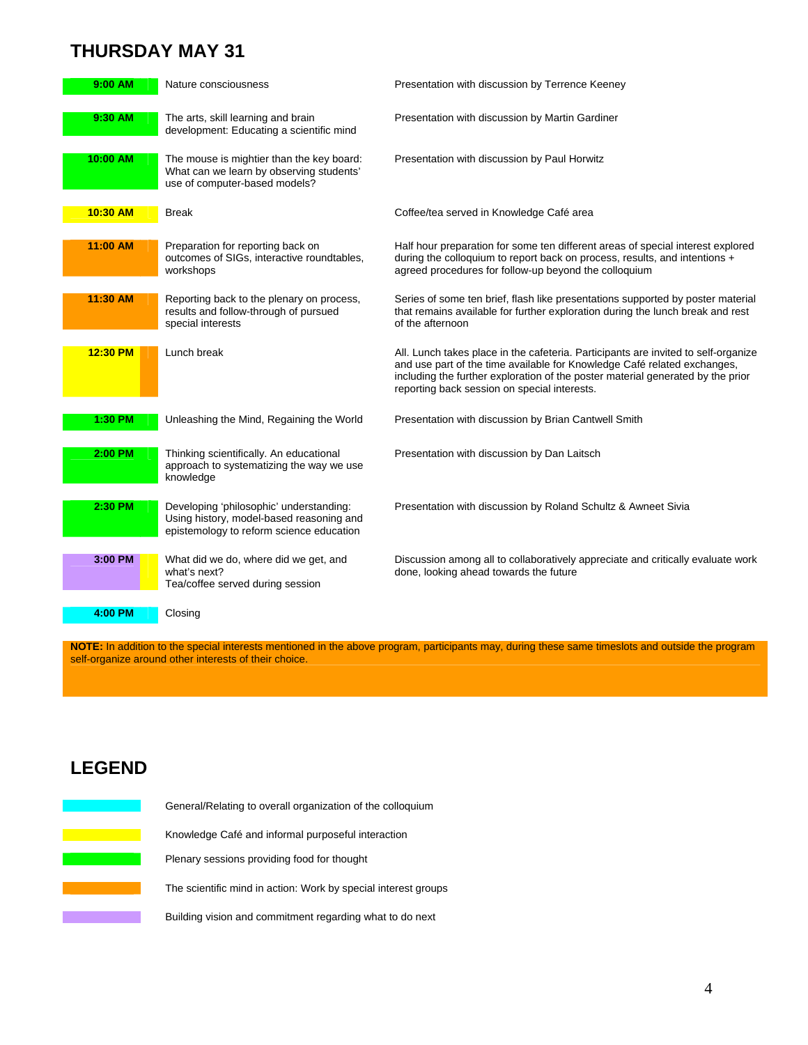## THURSDAY MAY 31

| | | |
|---|---|---|
| 9:00 AM | Nature consciousness | Presentation with discussion by Terrence Keeney |
| 9:30 AM | The arts, skill learning and brain development: Educating a scientific mind | Presentation with discussion by Martin Gardiner |
| 10:00 AM | The mouse is mightier than the key board: What can we learn by observing students' use of computer-based models? | Presentation with discussion by Paul Horwitz |
| 10:30 AM | Break | Coffee/tea served in Knowledge Café area |
| 11:00 AM | Preparation for reporting back on outcomes of SIGs, interactive roundtables, workshops | Half hour preparation for some ten different areas of special interest explored during the colloquium to report back on process, results, and intentions + agreed procedures for follow-up beyond the colloquium |
| 11:30 AM | Reporting back to the plenary on process, results and follow-through of pursued special interests | Series of some ten brief, flash like presentations supported by poster material that remains available for further exploration during the lunch break and rest of the afternoon |
| 12:30 PM | Lunch break | All. Lunch takes place in the cafeteria. Participants are invited to self-organize and use part of the time available for Knowledge Café related exchanges, including the further exploration of the poster material generated by the prior reporting back session on special interests. |
| 1:30 PM | Unleashing the Mind, Regaining the World | Presentation with discussion by Brian Cantwell Smith |
| 2:00 PM | Thinking scientifically. An educational approach to systematizing the way we use knowledge | Presentation with discussion by Dan Laitsch |
| 2:30 PM | Developing 'philosophic' understanding: Using history, model-based reasoning and epistemology to reform science education | Presentation with discussion by Roland Schultz & Awneet Sivia |
| 3:00 PM | What did we do, where did we get, and what's next? Tea/coffee served during session | Discussion among all to collaboratively appreciate and critically evaluate work done, looking ahead towards the future |
| 4:00 PM | Closing | |

**NOTE:** In addition to the special interests mentioned in the above program, participants may, during these same timeslots and outside the program self-organize around other interests of their choice.

## LEGEND

- Cyan: General/Relating to overall organization of the colloquium
- Yellow: Knowledge Café and informal purposeful interaction
- Green: Plenary sessions providing food for thought
- Orange: The scientific mind in action: Work by special interest groups
- Purple: Building vision and commitment regarding what to do next